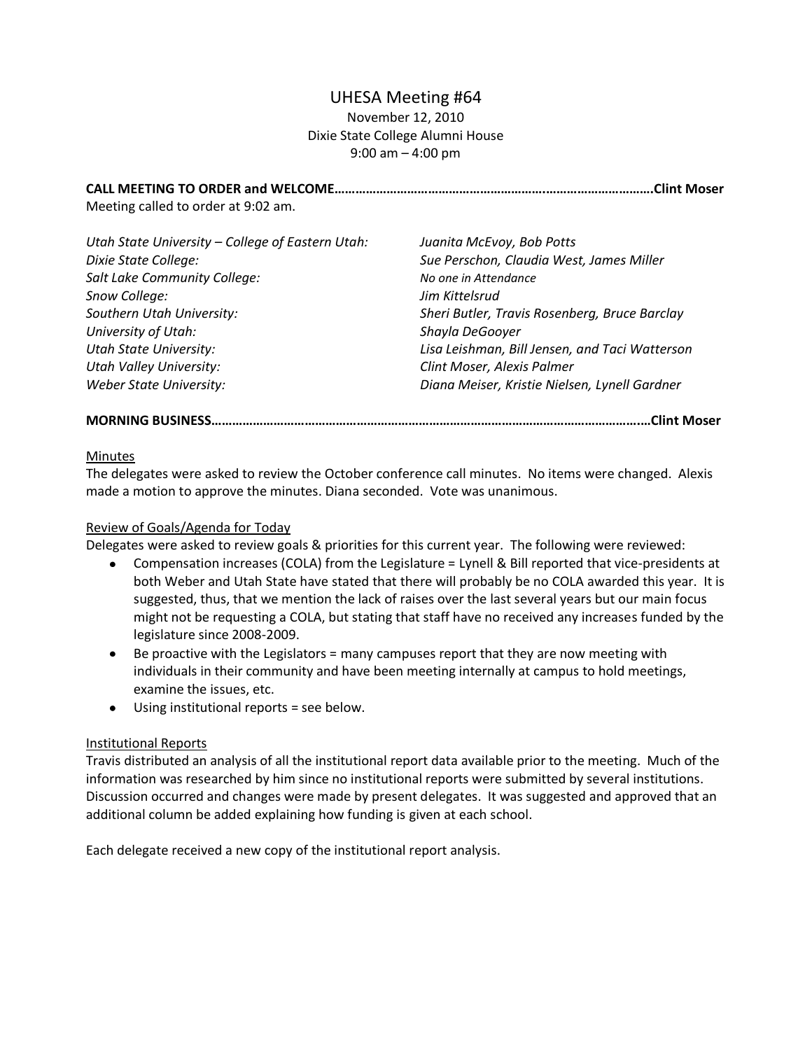# UHESA Meeting #64

November 12, 2010
Dixie State College Alumni House
9:00 am – 4:00 pm

**CALL MEETING TO ORDER and WELCOME……………………………………………………..………………………….Clint Moser**

Meeting called to order at 9:02 am.

| | |
|---|---|
| *Utah State University – College of Eastern Utah:* | *Juanita McEvoy, Bob Potts* |
| *Dixie State College:* | *Sue Perschon, Claudia West, James Miller* |
| *Salt Lake Community College:* | *No one in Attendance* |
| *Snow College:* | *Jim Kittelsrud* |
| *Southern Utah University:* | *Sheri Butler, Travis Rosenberg, Bruce Barclay* |
| *University of Utah:* | *Shayla DeGooyer* |
| *Utah State University:* | *Lisa Leishman, Bill Jensen, and Taci Watterson* |
| *Utah Valley University:* | *Clint Moser, Alexis Palmer* |
| *Weber State University:* | *Diana Meiser, Kristie Nielsen, Lynell Gardner* |

**MORNING BUSINESS……………………………………………………………………………………………………….Clint Moser**

Minutes

The delegates were asked to review the October conference call minutes. No items were changed. Alexis made a motion to approve the minutes. Diana seconded. Vote was unanimous.

Review of Goals/Agenda for Today

Delegates were asked to review goals & priorities for this current year. The following were reviewed:

- Compensation increases (COLA) from the Legislature = Lynell & Bill reported that vice-presidents at both Weber and Utah State have stated that there will probably be no COLA awarded this year. It is suggested, thus, that we mention the lack of raises over the last several years but our main focus might not be requesting a COLA, but stating that staff have no received any increases funded by the legislature since 2008-2009.
- Be proactive with the Legislators = many campuses report that they are now meeting with individuals in their community and have been meeting internally at campus to hold meetings, examine the issues, etc.
- Using institutional reports = see below.

Institutional Reports

Travis distributed an analysis of all the institutional report data available prior to the meeting. Much of the information was researched by him since no institutional reports were submitted by several institutions. Discussion occurred and changes were made by present delegates. It was suggested and approved that an additional column be added explaining how funding is given at each school.

Each delegate received a new copy of the institutional report analysis.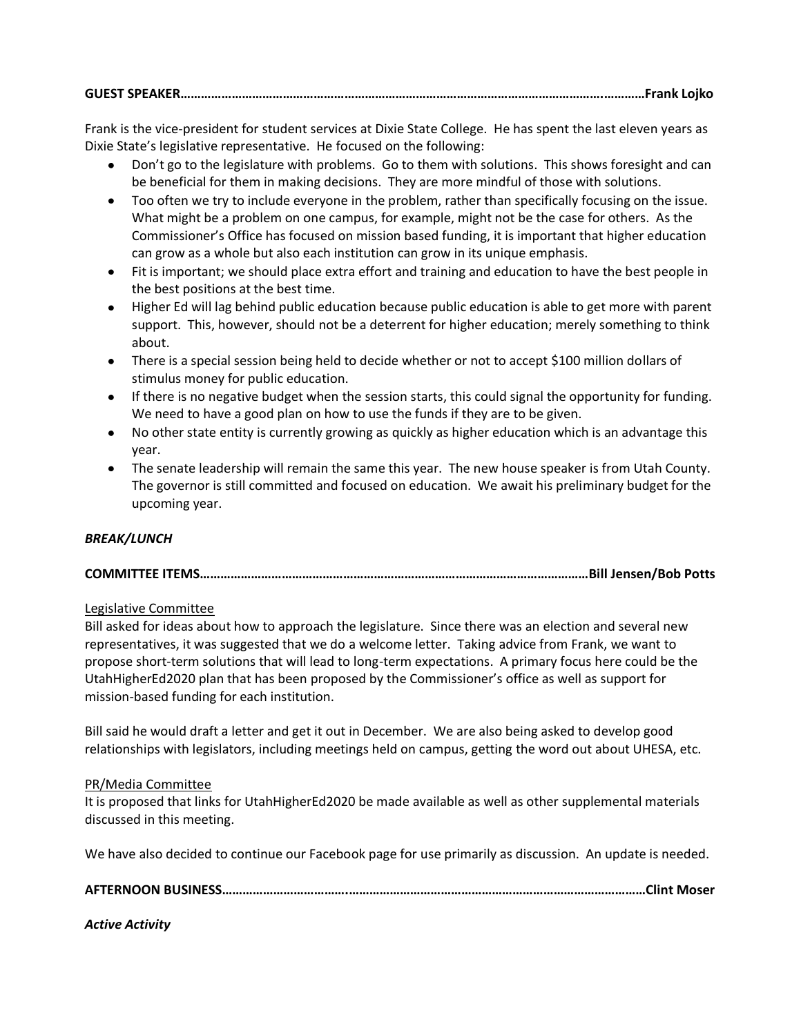**GUEST SPEAKER……………………………………………………………………………………………………….…………Frank Lojko**

Frank is the vice-president for student services at Dixie State College. He has spent the last eleven years as Dixie State's legislative representative. He focused on the following:

- Don't go to the legislature with problems. Go to them with solutions. This shows foresight and can be beneficial for them in making decisions. They are more mindful of those with solutions.
- Too often we try to include everyone in the problem, rather than specifically focusing on the issue. What might be a problem on one campus, for example, might not be the case for others. As the Commissioner's Office has focused on mission based funding, it is important that higher education can grow as a whole but also each institution can grow in its unique emphasis.
- Fit is important; we should place extra effort and training and education to have the best people in the best positions at the best time.
- Higher Ed will lag behind public education because public education is able to get more with parent support. This, however, should not be a deterrent for higher education; merely something to think about.
- There is a special session being held to decide whether or not to accept $100 million dollars of stimulus money for public education.
- If there is no negative budget when the session starts, this could signal the opportunity for funding. We need to have a good plan on how to use the funds if they are to be given.
- No other state entity is currently growing as quickly as higher education which is an advantage this year.
- The senate leadership will remain the same this year. The new house speaker is from Utah County. The governor is still committed and focused on education. We await his preliminary budget for the upcoming year.

***BREAK/LUNCH***

**COMMITTEE ITEMS………………………………………………………………………………………………Bill Jensen/Bob Potts**

Legislative Committee

Bill asked for ideas about how to approach the legislature. Since there was an election and several new representatives, it was suggested that we do a welcome letter. Taking advice from Frank, we want to propose short-term solutions that will lead to long-term expectations. A primary focus here could be the UtahHigherEd2020 plan that has been proposed by the Commissioner's office as well as support for mission-based funding for each institution.

Bill said he would draft a letter and get it out in December. We are also being asked to develop good relationships with legislators, including meetings held on campus, getting the word out about UHESA, etc.

PR/Media Committee

It is proposed that links for UtahHigherEd2020 be made available as well as other supplemental materials discussed in this meeting.

We have also decided to continue our Facebook page for use primarily as discussion. An update is needed.

**AFTERNOON BUSINESS………………………………..……………………………………………………………………Clint Moser**

***Active Activity***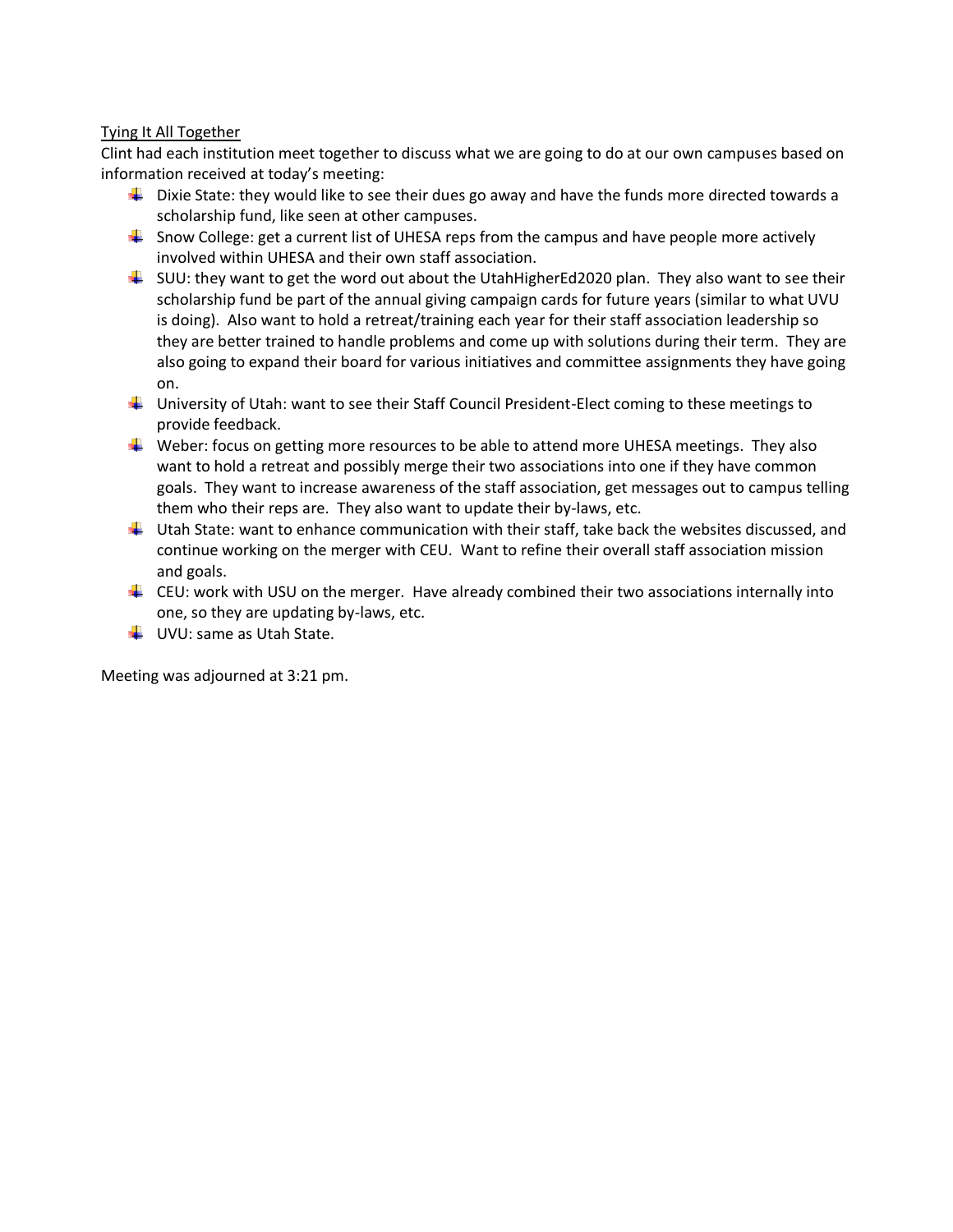<u>Tying It All Together</u>

Clint had each institution meet together to discuss what we are going to do at our own campuses based on information received at today's meeting:

- Dixie State: they would like to see their dues go away and have the funds more directed towards a scholarship fund, like seen at other campuses.
- Snow College: get a current list of UHESA reps from the campus and have people more actively involved within UHESA and their own staff association.
- SUU: they want to get the word out about the UtahHigherEd2020 plan. They also want to see their scholarship fund be part of the annual giving campaign cards for future years (similar to what UVU is doing). Also want to hold a retreat/training each year for their staff association leadership so they are better trained to handle problems and come up with solutions during their term. They are also going to expand their board for various initiatives and committee assignments they have going on.
- University of Utah: want to see their Staff Council President-Elect coming to these meetings to provide feedback.
- Weber: focus on getting more resources to be able to attend more UHESA meetings. They also want to hold a retreat and possibly merge their two associations into one if they have common goals. They want to increase awareness of the staff association, get messages out to campus telling them who their reps are. They also want to update their by-laws, etc.
- Utah State: want to enhance communication with their staff, take back the websites discussed, and continue working on the merger with CEU. Want to refine their overall staff association mission and goals.
- CEU: work with USU on the merger. Have already combined their two associations internally into one, so they are updating by-laws, etc.
- UVU: same as Utah State.

Meeting was adjourned at 3:21 pm.